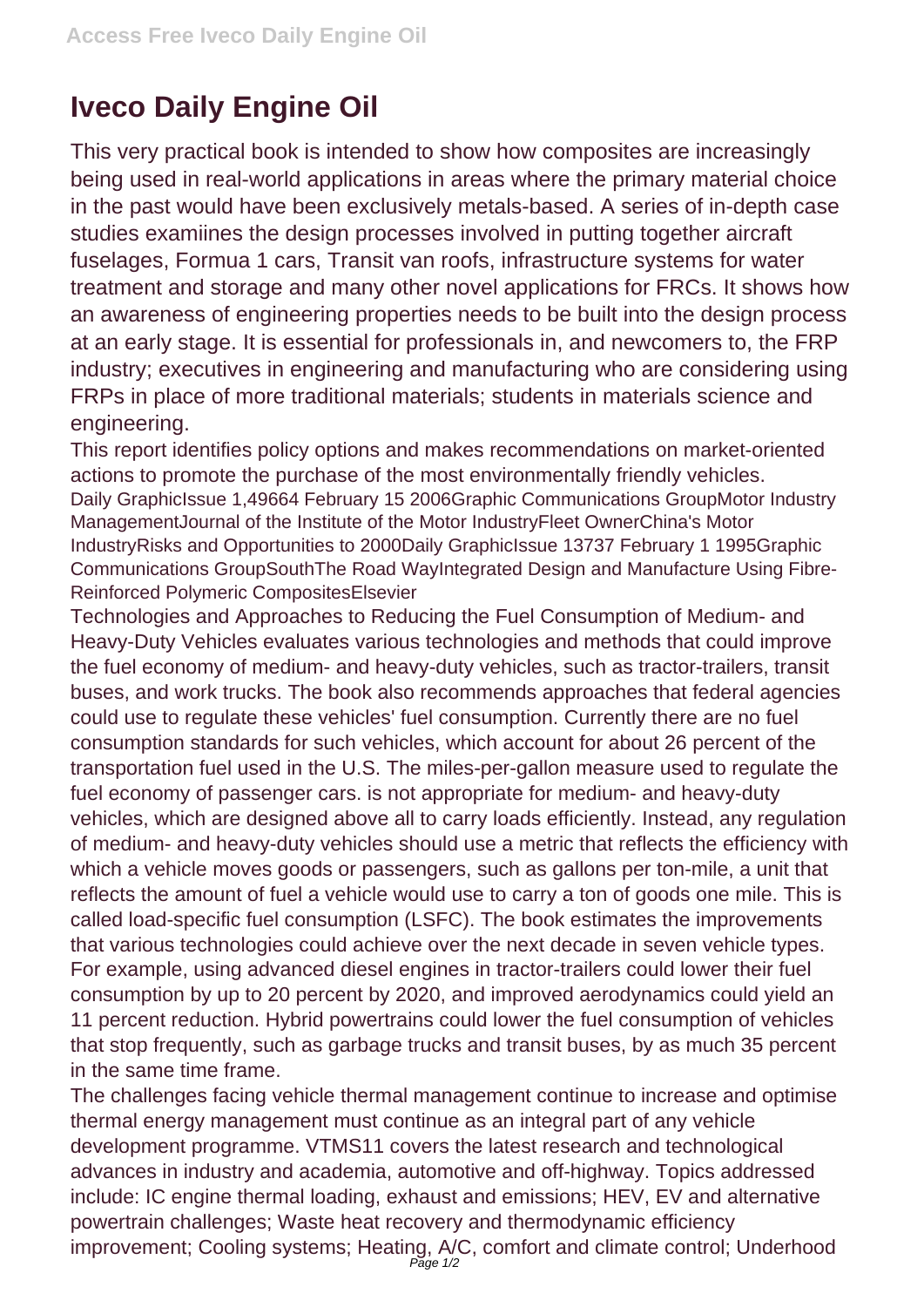# Iveco Daily Engine Oil

This very practical book is intended to show how composites are increasingly being used in real-world applications in areas where the primary material choice in the past would have been exclusively metals-based. A series of in-depth case studies examiines the design processes involved in putting together aircraft fuselages, Formua 1 cars, Transit van roofs, infrastructure systems for water treatment and storage and many other novel applications for FRCs. It shows how an awareness of engineering properties needs to be built into the design process at an early stage. It is essential for professionals in, and newcomers to, the FRP industry; executives in engineering and manufacturing who are considering using FRPs in place of more traditional materials; students in materials science and engineering.

This report identifies policy options and makes recommendations on market-oriented actions to promote the purchase of the most environmentally friendly vehicles.

Daily GraphicIssue 1,49664 February 15 2006Graphic Communications GroupMotor Industry ManagementJournal of the Institute of the Motor IndustryFleet OwnerChina's Motor IndustryRisks and Opportunities to 2000Daily GraphicIssue 13737 February 1 1995Graphic Communications GroupSouthThe Road WayIntegrated Design and Manufacture Using Fibre-Reinforced Polymeric CompositesElsevier

Technologies and Approaches to Reducing the Fuel Consumption of Medium- and Heavy-Duty Vehicles evaluates various technologies and methods that could improve the fuel economy of medium- and heavy-duty vehicles, such as tractor-trailers, transit buses, and work trucks. The book also recommends approaches that federal agencies could use to regulate these vehicles' fuel consumption. Currently there are no fuel consumption standards for such vehicles, which account for about 26 percent of the transportation fuel used in the U.S. The miles-per-gallon measure used to regulate the fuel economy of passenger cars. is not appropriate for medium- and heavy-duty vehicles, which are designed above all to carry loads efficiently. Instead, any regulation of medium- and heavy-duty vehicles should use a metric that reflects the efficiency with which a vehicle moves goods or passengers, such as gallons per ton-mile, a unit that reflects the amount of fuel a vehicle would use to carry a ton of goods one mile. This is called load-specific fuel consumption (LSFC). The book estimates the improvements that various technologies could achieve over the next decade in seven vehicle types. For example, using advanced diesel engines in tractor-trailers could lower their fuel consumption by up to 20 percent by 2020, and improved aerodynamics could yield an 11 percent reduction. Hybrid powertrains could lower the fuel consumption of vehicles that stop frequently, such as garbage trucks and transit buses, by as much 35 percent in the same time frame.

The challenges facing vehicle thermal management continue to increase and optimise thermal energy management must continue as an integral part of any vehicle development programme. VTMS11 covers the latest research and technological advances in industry and academia, automotive and off-highway. Topics addressed include: IC engine thermal loading, exhaust and emissions; HEV, EV and alternative powertrain challenges; Waste heat recovery and thermodynamic efficiency improvement; Cooling systems; Heating, A/C, comfort and climate control; Underhood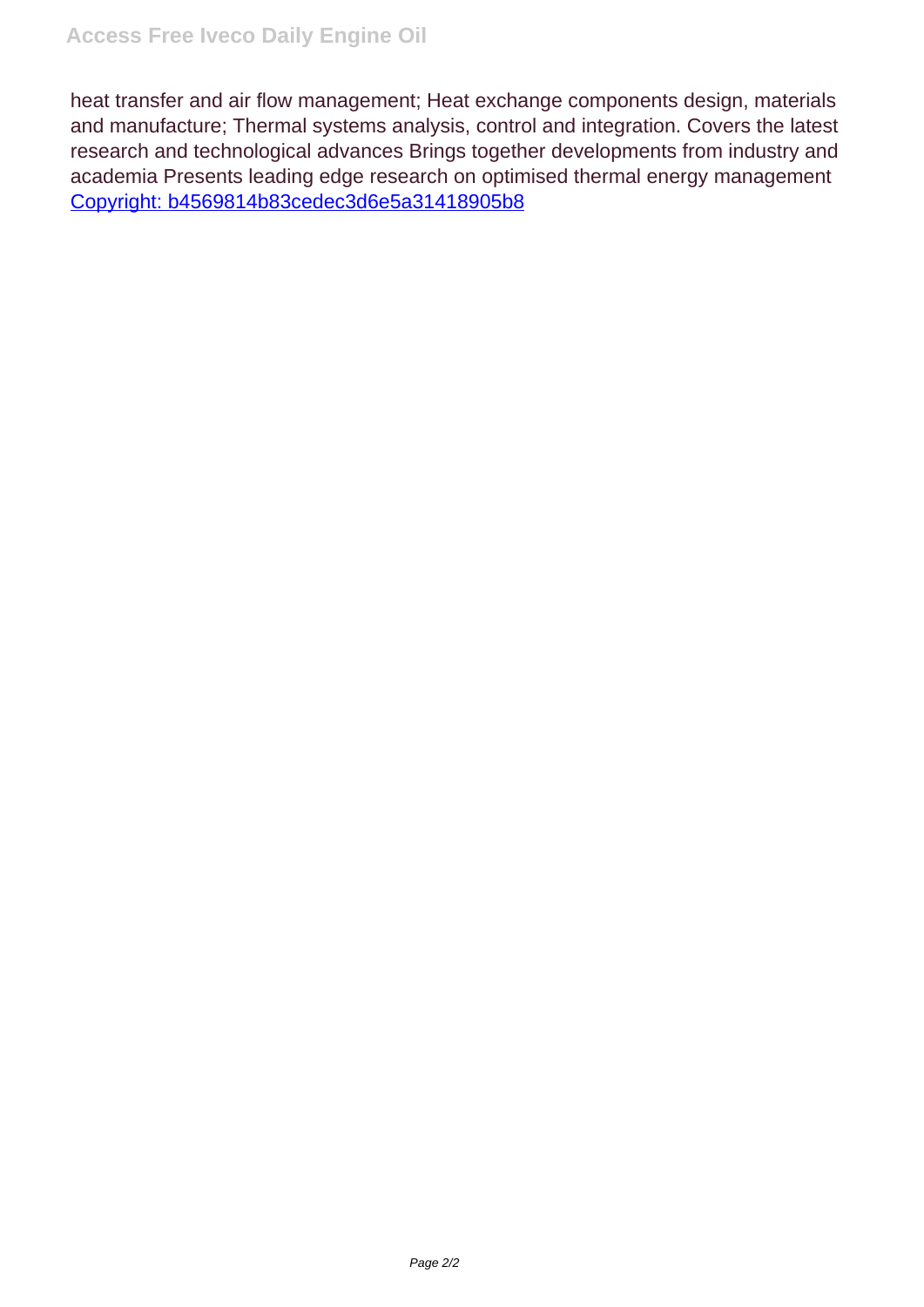heat transfer and air flow management; Heat exchange components design, materials and manufacture; Thermal systems analysis, control and integration. Covers the latest research and technological advances Brings together developments from industry and academia Presents leading edge research on optimised thermal energy management

Copyright: b4569814b83cedec3d6e5a31418905b8